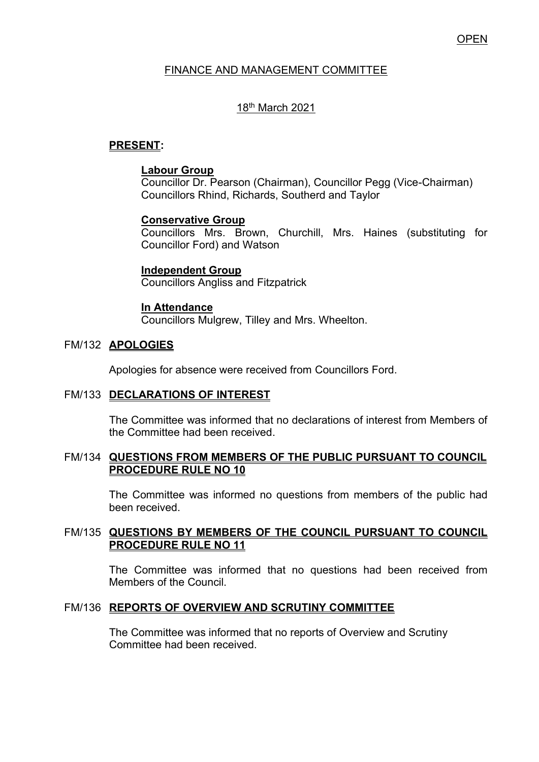OPEN

# FINANCE AND MANAGEMENT COMMITTEE

## 18th March 2021

**PRESENT:**

**Labour Group**
Councillor Dr. Pearson (Chairman), Councillor Pegg (Vice-Chairman)
Councillors Rhind, Richards, Southerd and Taylor

**Conservative Group**
Councillors Mrs. Brown, Churchill, Mrs. Haines (substituting for Councillor Ford) and Watson

**Independent Group**
Councillors Angliss and Fitzpatrick

**In Attendance**
Councillors Mulgrew, Tilley and Mrs. Wheelton.

FM/132 **APOLOGIES**

Apologies for absence were received from Councillors Ford.

FM/133 **DECLARATIONS OF INTEREST**

The Committee was informed that no declarations of interest from Members of the Committee had been received.

FM/134 **QUESTIONS FROM MEMBERS OF THE PUBLIC PURSUANT TO COUNCIL PROCEDURE RULE NO 10**

The Committee was informed no questions from members of the public had been received.

FM/135 **QUESTIONS BY MEMBERS OF THE COUNCIL PURSUANT TO COUNCIL PROCEDURE RULE NO 11**

The Committee was informed that no questions had been received from Members of the Council.

FM/136 **REPORTS OF OVERVIEW AND SCRUTINY COMMITTEE**

The Committee was informed that no reports of Overview and Scrutiny Committee had been received.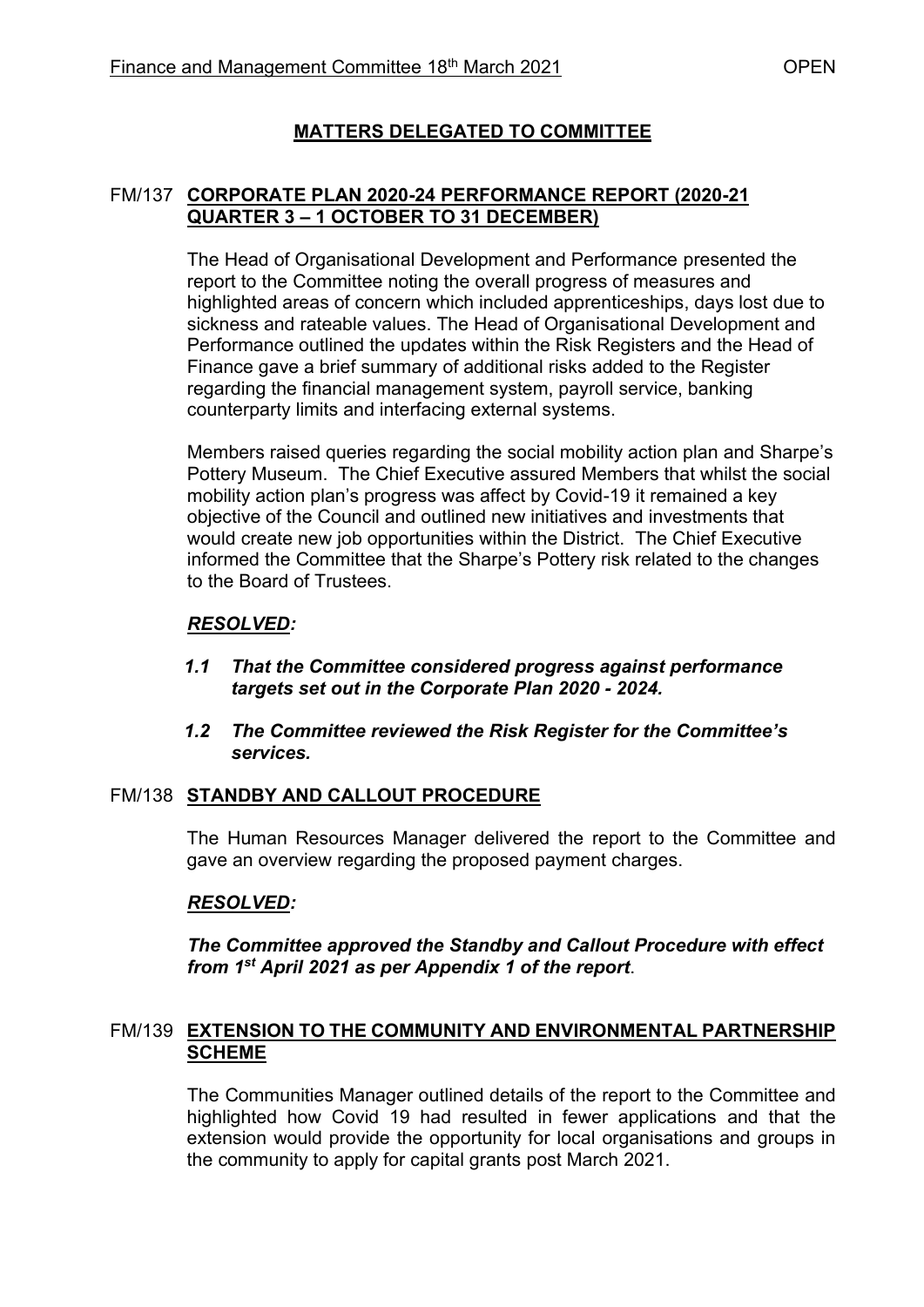## MATTERS DELEGATED TO COMMITTEE

### FM/137 CORPORATE PLAN 2020-24 PERFORMANCE REPORT (2020-21 QUARTER 3 – 1 OCTOBER TO 31 DECEMBER)

The Head of Organisational Development and Performance presented the report to the Committee noting the overall progress of measures and highlighted areas of concern which included apprenticeships, days lost due to sickness and rateable values. The Head of Organisational Development and Performance outlined the updates within the Risk Registers and the Head of Finance gave a brief summary of additional risks added to the Register regarding the financial management system, payroll service, banking counterparty limits and interfacing external systems.

Members raised queries regarding the social mobility action plan and Sharpe's Pottery Museum. The Chief Executive assured Members that whilst the social mobility action plan's progress was affect by Covid-19 it remained a key objective of the Council and outlined new initiatives and investments that would create new job opportunities within the District. The Chief Executive informed the Committee that the Sharpe's Pottery risk related to the changes to the Board of Trustees.

***RESOLVED:***

***1.1 That the Committee considered progress against performance targets set out in the Corporate Plan 2020 - 2024.***

***1.2 The Committee reviewed the Risk Register for the Committee's services.***

### FM/138 STANDBY AND CALLOUT PROCEDURE

The Human Resources Manager delivered the report to the Committee and gave an overview regarding the proposed payment charges.

***RESOLVED:***

***The Committee approved the Standby and Callout Procedure with effect from 1st April 2021 as per Appendix 1 of the report.***

### FM/139 EXTENSION TO THE COMMUNITY AND ENVIRONMENTAL PARTNERSHIP SCHEME

The Communities Manager outlined details of the report to the Committee and highlighted how Covid 19 had resulted in fewer applications and that the extension would provide the opportunity for local organisations and groups in the community to apply for capital grants post March 2021.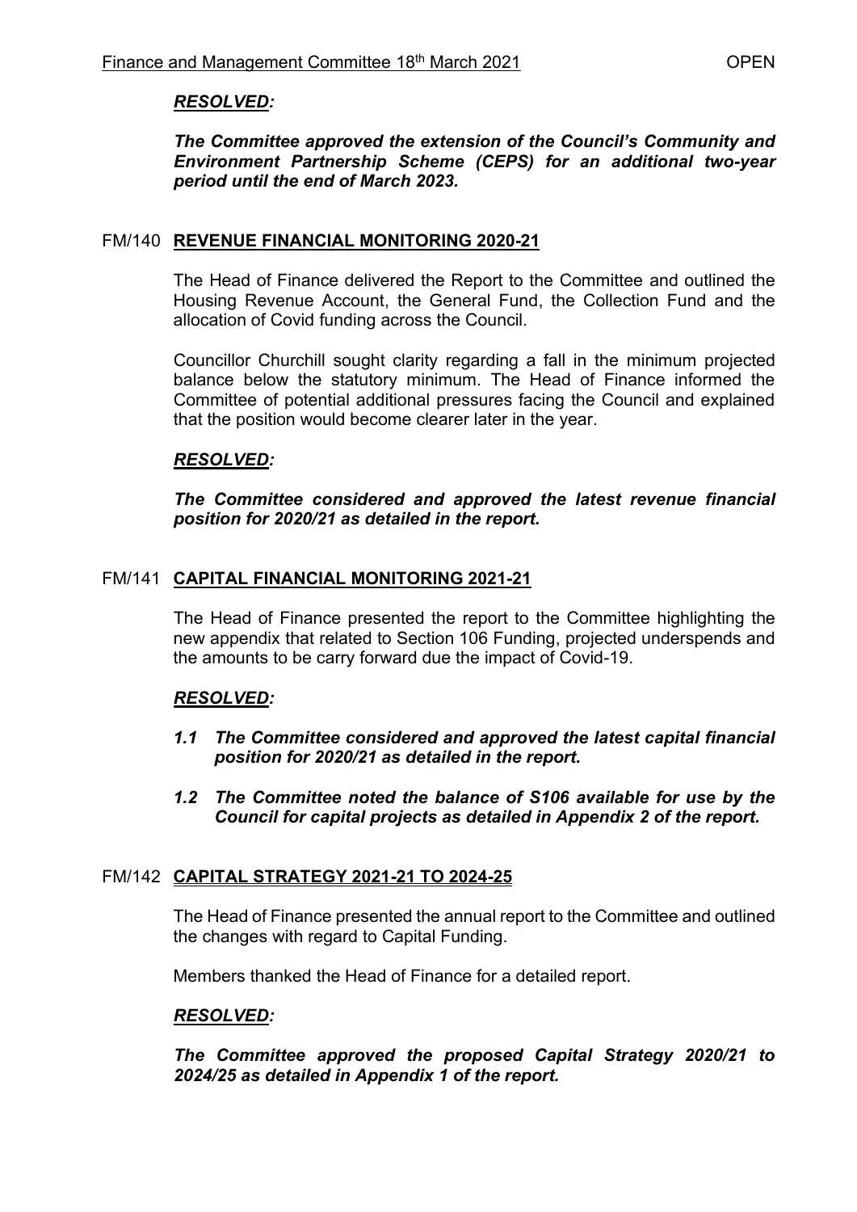***RESOLVED:***

***The Committee approved the extension of the Council's Community and Environment Partnership Scheme (CEPS) for an additional two-year period until the end of March 2023.***

## FM/140 **REVENUE FINANCIAL MONITORING 2020-21**

The Head of Finance delivered the Report to the Committee and outlined the Housing Revenue Account, the General Fund, the Collection Fund and the allocation of Covid funding across the Council.

Councillor Churchill sought clarity regarding a fall in the minimum projected balance below the statutory minimum. The Head of Finance informed the Committee of potential additional pressures facing the Council and explained that the position would become clearer later in the year.

***RESOLVED:***

***The Committee considered and approved the latest revenue financial position for 2020/21 as detailed in the report.***

## FM/141 **CAPITAL FINANCIAL MONITORING 2021-21**

The Head of Finance presented the report to the Committee highlighting the new appendix that related to Section 106 Funding, projected underspends and the amounts to be carry forward due the impact of Covid-19.

***RESOLVED:***

***1.1 The Committee considered and approved the latest capital financial position for 2020/21 as detailed in the report.***

***1.2 The Committee noted the balance of S106 available for use by the Council for capital projects as detailed in Appendix 2 of the report.***

## FM/142 **CAPITAL STRATEGY 2021-21 TO 2024-25**

The Head of Finance presented the annual report to the Committee and outlined the changes with regard to Capital Funding.

Members thanked the Head of Finance for a detailed report.

***RESOLVED:***

***The Committee approved the proposed Capital Strategy 2020/21 to 2024/25 as detailed in Appendix 1 of the report.***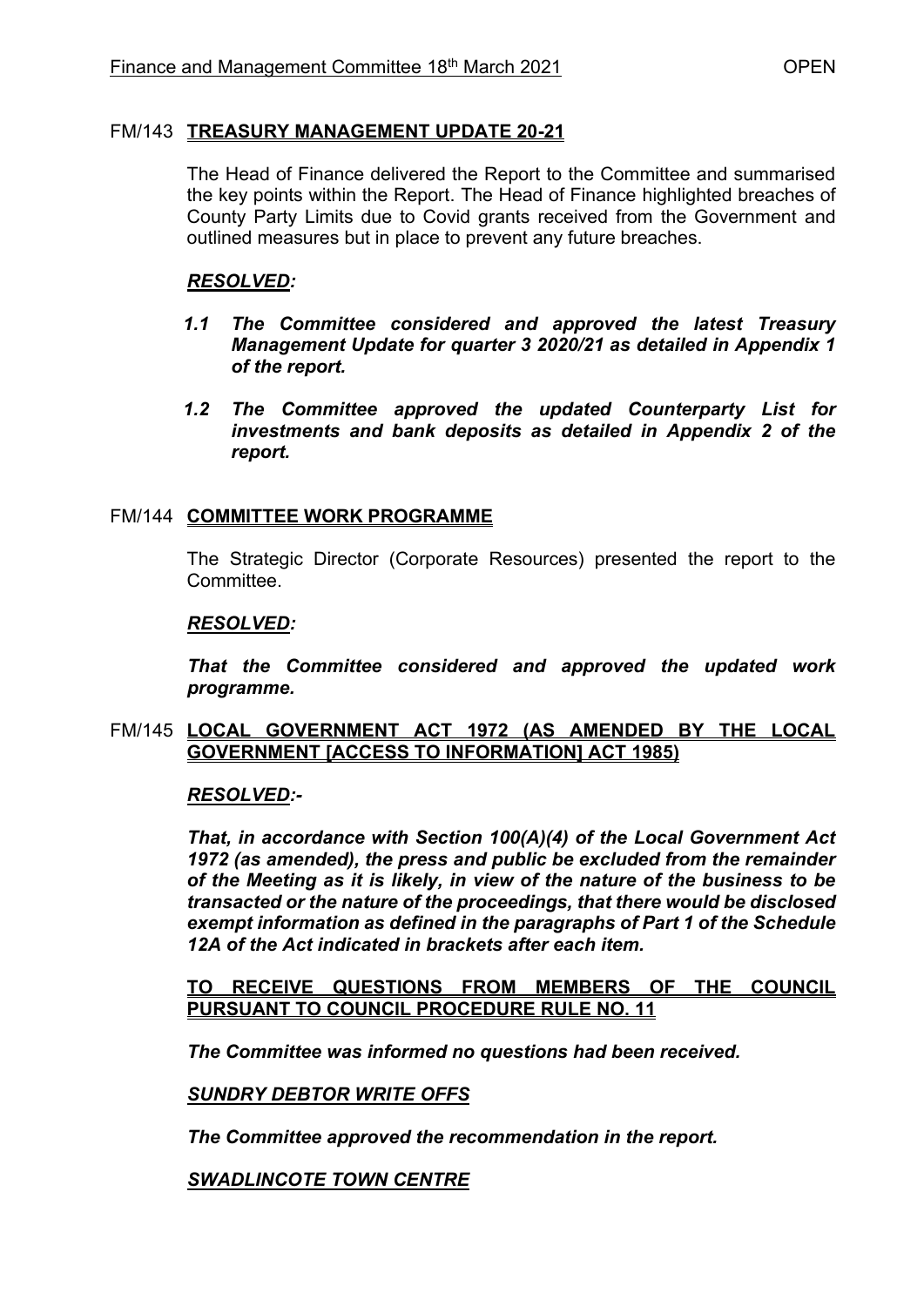## FM/143 TREASURY MANAGEMENT UPDATE 20-21

The Head of Finance delivered the Report to the Committee and summarised the key points within the Report. The Head of Finance highlighted breaches of County Party Limits due to Covid grants received from the Government and outlined measures but in place to prevent any future breaches.

***RESOLVED:***

***1.1 The Committee considered and approved the latest Treasury Management Update for quarter 3 2020/21 as detailed in Appendix 1 of the report.***

***1.2 The Committee approved the updated Counterparty List for investments and bank deposits as detailed in Appendix 2 of the report.***

## FM/144 COMMITTEE WORK PROGRAMME

The Strategic Director (Corporate Resources) presented the report to the Committee.

***RESOLVED:***

***That the Committee considered and approved the updated work programme.***

## FM/145 LOCAL GOVERNMENT ACT 1972 (AS AMENDED BY THE LOCAL GOVERNMENT [ACCESS TO INFORMATION] ACT 1985)

***RESOLVED:-***

***That, in accordance with Section 100(A)(4) of the Local Government Act 1972 (as amended), the press and public be excluded from the remainder of the Meeting as it is likely, in view of the nature of the business to be transacted or the nature of the proceedings, that there would be disclosed exempt information as defined in the paragraphs of Part 1 of the Schedule 12A of the Act indicated in brackets after each item.***

**TO RECEIVE QUESTIONS FROM MEMBERS OF THE COUNCIL PURSUANT TO COUNCIL PROCEDURE RULE NO. 11**

***The Committee was informed no questions had been received.***

***SUNDRY DEBTOR WRITE OFFS***

***The Committee approved the recommendation in the report.***

***SWADLINCOTE TOWN CENTRE***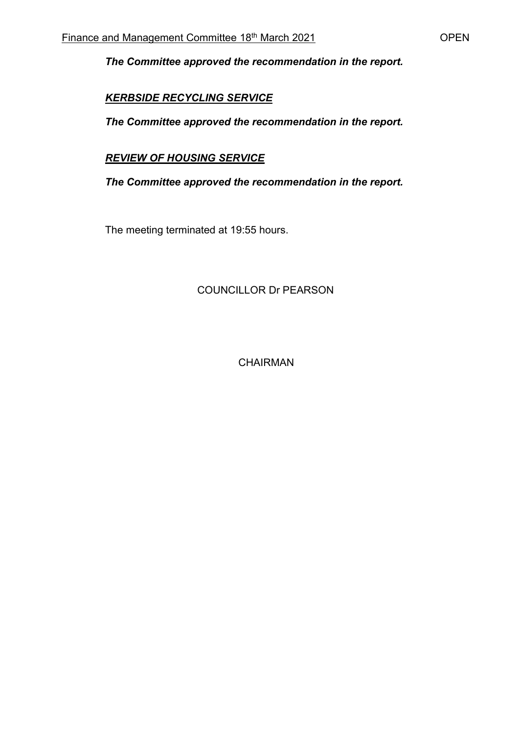***The Committee approved the recommendation in the report.***

***KERBSIDE RECYCLING SERVICE***

***The Committee approved the recommendation in the report.***

***REVIEW OF HOUSING SERVICE***

***The Committee approved the recommendation in the report.***

The meeting terminated at 19:55 hours.

COUNCILLOR Dr PEARSON

CHAIRMAN